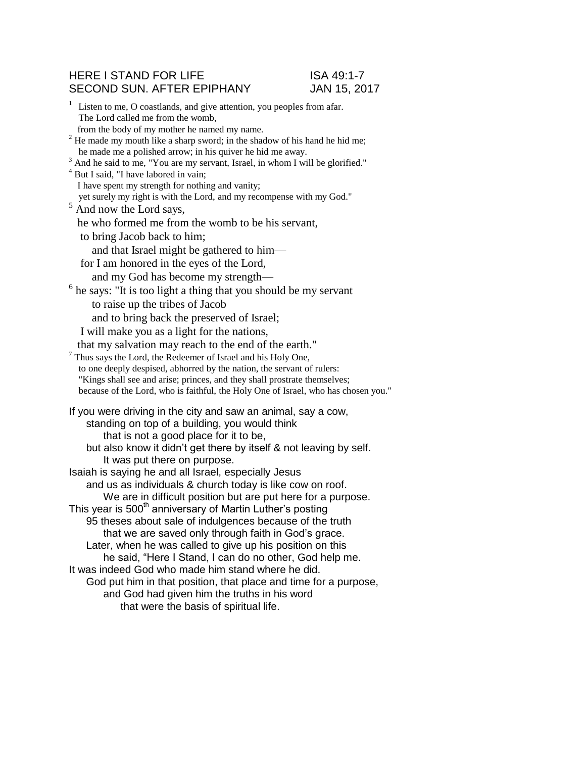HERE I STAND FOR LIFE ISA 49:1-7
SECOND SUN. AFTER EPIPHANY JAN 15, 2017

[1] Listen to me, O coastlands, and give attention, you peoples from afar.
The Lord called me from the womb,
from the body of my mother he named my name.
[2] He made my mouth like a sharp sword; in the shadow of his hand he hid me;
he made me a polished arrow; in his quiver he hid me away.
[3] And he said to me, "You are my servant, Israel, in whom I will be glorified."
[4] But I said, "I have labored in vain;
I have spent my strength for nothing and vanity;
yet surely my right is with the Lord, and my recompense with my God."
[5] And now the Lord says,
he who formed me from the womb to be his servant,
to bring Jacob back to him;
and that Israel might be gathered to him—
for I am honored in the eyes of the Lord,
and my God has become my strength—
[6] he says: "It is too light a thing that you should be my servant
to raise up the tribes of Jacob
and to bring back the preserved of Israel;
I will make you as a light for the nations,
that my salvation may reach to the end of the earth."
[7] Thus says the Lord, the Redeemer of Israel and his Holy One,
to one deeply despised, abhorred by the nation, the servant of rulers:
"Kings shall see and arise; princes, and they shall prostrate themselves;
because of the Lord, who is faithful, the Holy One of Israel, who has chosen you."

If you were driving in the city and saw an animal, say a cow,
standing on top of a building, you would think
that is not a good place for it to be,
but also know it didn't get there by itself & not leaving by self.
It was put there on purpose.
Isaiah is saying he and all Israel, especially Jesus
and us as individuals & church today is like cow on roof.
We are in difficult position but are put here for a purpose.
This year is 500th anniversary of Martin Luther's posting
95 theses about sale of indulgences because of the truth
that we are saved only through faith in God's grace.
Later, when he was called to give up his position on this
he said, "Here I Stand, I can do no other, God help me.
It was indeed God who made him stand where he did.
God put him in that position, that place and time for a purpose,
and God had given him the truths in his word
that were the basis of spiritual life.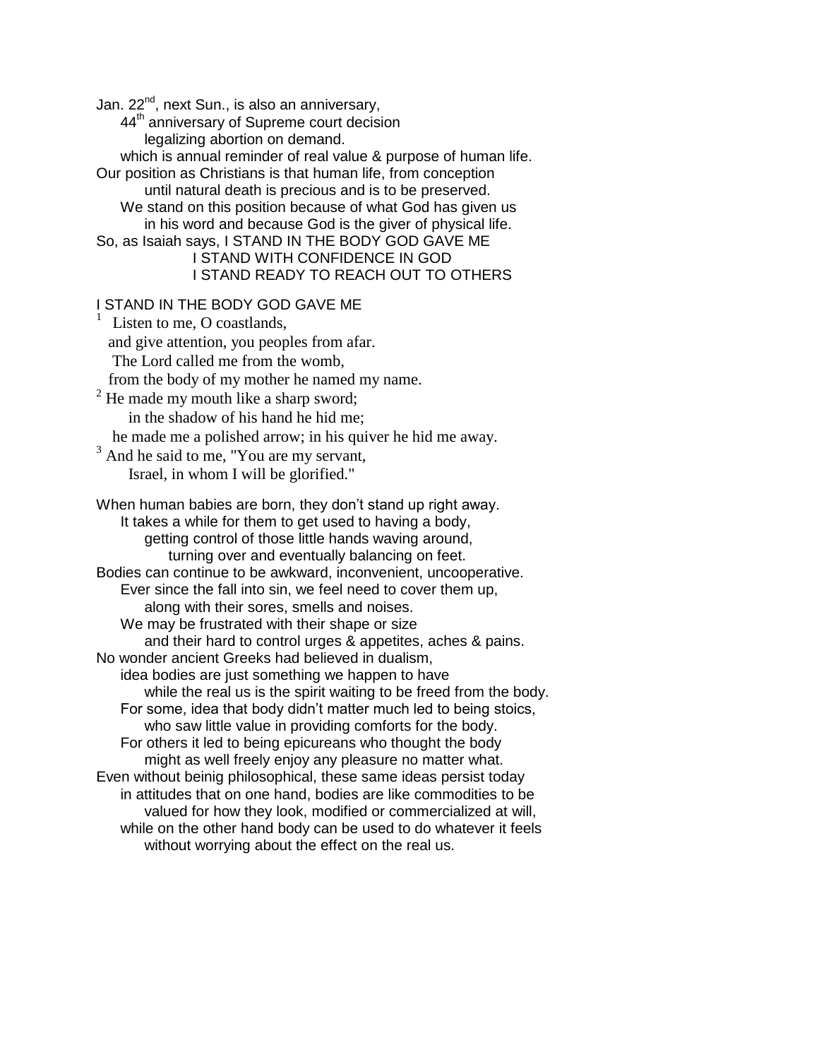Jan. 22nd, next Sun., is also an anniversary,
44th anniversary of Supreme court decision
legalizing abortion on demand.
which is annual reminder of real value & purpose of human life.
Our position as Christians is that human life, from conception
until natural death is precious and is to be preserved.
We stand on this position because of what God has given us
in his word and because God is the giver of physical life.
So, as Isaiah says, I STAND IN THE BODY GOD GAVE ME
I STAND WITH CONFIDENCE IN GOD
I STAND READY TO REACH OUT TO OTHERS

I STAND IN THE BODY GOD GAVE ME

[1] Listen to me, O coastlands,
and give attention, you peoples from afar.
The Lord called me from the womb,
from the body of my mother he named my name.
[2] He made my mouth like a sharp sword;
in the shadow of his hand he hid me;
he made me a polished arrow; in his quiver he hid me away.
[3] And he said to me, "You are my servant,
Israel, in whom I will be glorified."

When human babies are born, they don't stand up right away.
It takes a while for them to get used to having a body,
getting control of those little hands waving around,
turning over and eventually balancing on feet.
Bodies can continue to be awkward, inconvenient, uncooperative.
Ever since the fall into sin, we feel need to cover them up,
along with their sores, smells and noises.
We may be frustrated with their shape or size
and their hard to control urges & appetites, aches & pains.
No wonder ancient Greeks had believed in dualism,
idea bodies are just something we happen to have
while the real us is the spirit waiting to be freed from the body.
For some, idea that body didn't matter much led to being stoics,
who saw little value in providing comforts for the body.
For others it led to being epicureans who thought the body
might as well freely enjoy any pleasure no matter what.
Even without beinig philosophical, these same ideas persist today
in attitudes that on one hand, bodies are like commodities to be
valued for how they look, modified or commercialized at will,
while on the other hand body can be used to do whatever it feels
without worrying about the effect on the real us.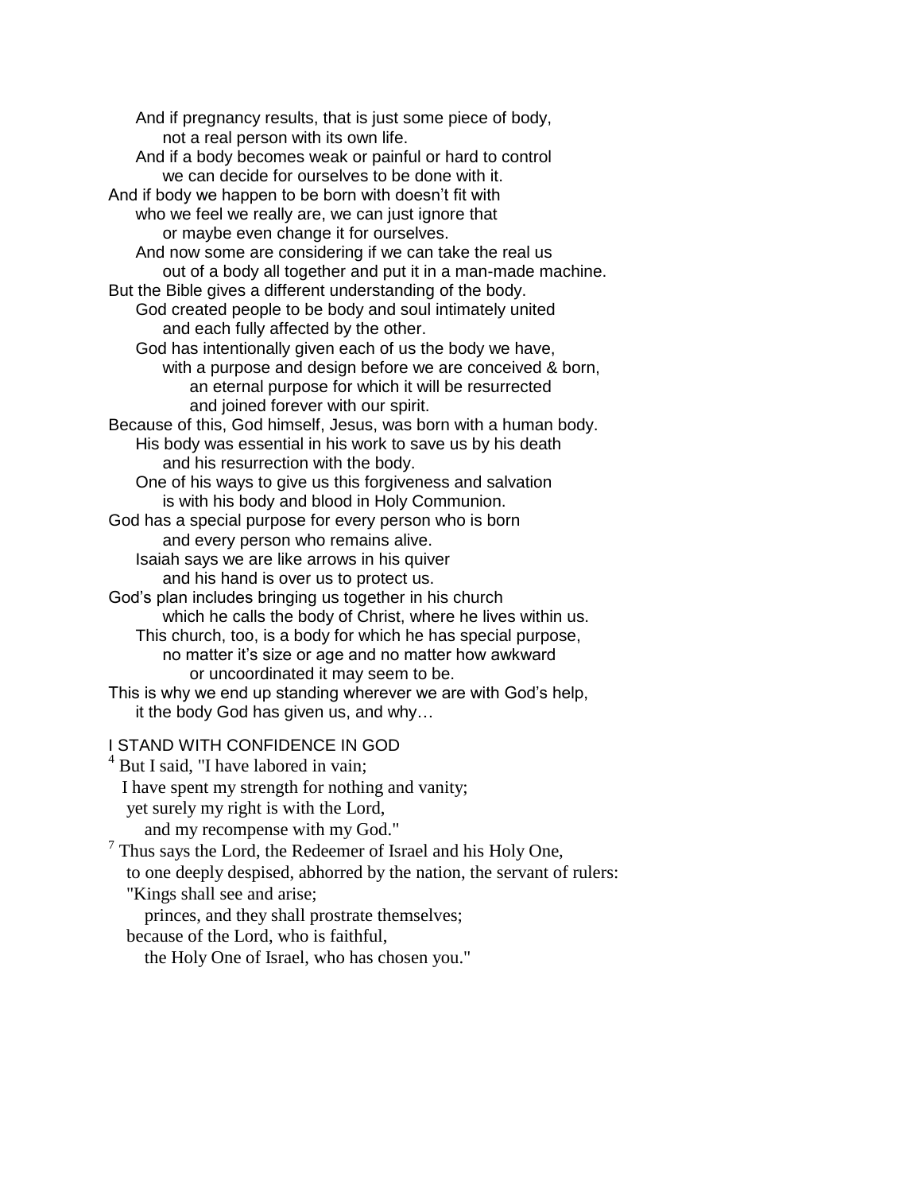And if pregnancy results, that is just some piece of body,
not a real person with its own life.
And if a body becomes weak or painful or hard to control
we can decide for ourselves to be done with it.
And if body we happen to be born with doesn't fit with
who we feel we really are, we can just ignore that
or maybe even change it for ourselves.
And now some are considering if we can take the real us
out of a body all together and put it in a man-made machine.
But the Bible gives a different understanding of the body.
God created people to be body and soul intimately united
and each fully affected by the other.
God has intentionally given each of us the body we have,
with a purpose and design before we are conceived & born,
an eternal purpose for which it will be resurrected
and joined forever with our spirit.
Because of this, God himself, Jesus, was born with a human body.
His body was essential in his work to save us by his death
and his resurrection with the body.
One of his ways to give us this forgiveness and salvation
is with his body and blood in Holy Communion.
God has a special purpose for every person who is born
and every person who remains alive.
Isaiah says we are like arrows in his quiver
and his hand is over us to protect us.
God's plan includes bringing us together in his church
which he calls the body of Christ, where he lives within us.
This church, too, is a body for which he has special purpose,
no matter it's size or age and no matter how awkward
or uncoordinated it may seem to be.
This is why we end up standing wherever we are with God's help,
it the body God has given us, and why…

I STAND WITH CONFIDENCE IN GOD

[4] But I said, "I have labored in vain;
I have spent my strength for nothing and vanity;
yet surely my right is with the Lord,
and my recompense with my God."
[7] Thus says the Lord, the Redeemer of Israel and his Holy One,
to one deeply despised, abhorred by the nation, the servant of rulers:
"Kings shall see and arise;
princes, and they shall prostrate themselves;
because of the Lord, who is faithful,
the Holy One of Israel, who has chosen you."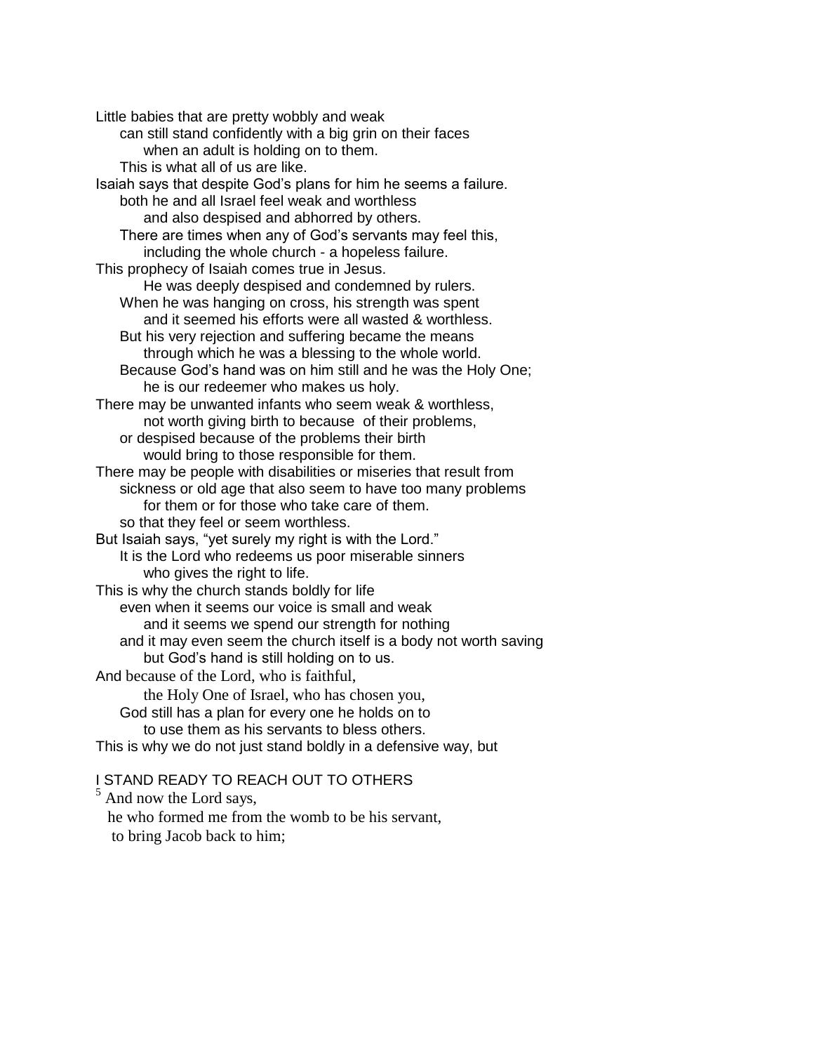Little babies that are pretty wobbly and weak
can still stand confidently with a big grin on their faces
when an adult is holding on to them.
This is what all of us are like.

Isaiah says that despite God's plans for him he seems a failure.
both he and all Israel feel weak and worthless
and also despised and abhorred by others.
There are times when any of God's servants may feel this,
including the whole church - a hopeless failure.

This prophecy of Isaiah comes true in Jesus.
He was deeply despised and condemned by rulers.
When he was hanging on cross, his strength was spent
and it seemed his efforts were all wasted & worthless.
But his very rejection and suffering became the means
through which he was a blessing to the whole world.
Because God's hand was on him still and he was the Holy One;
he is our redeemer who makes us holy.

There may be unwanted infants who seem weak & worthless,
not worth giving birth to because of their problems,
or despised because of the problems their birth
would bring to those responsible for them.

There may be people with disabilities or miseries that result from
sickness or old age that also seem to have too many problems
for them or for those who take care of them.
so that they feel or seem worthless.

But Isaiah says, "yet surely my right is with the Lord."
It is the Lord who redeems us poor miserable sinners
who gives the right to life.

This is why the church stands boldly for life
even when it seems our voice is small and weak
and it seems we spend our strength for nothing
and it may even seem the church itself is a body not worth saving
but God's hand is still holding on to us.

And because of the Lord, who is faithful,
the Holy One of Israel, who has chosen you,
God still has a plan for every one he holds on to
to use them as his servants to bless others.

This is why we do not just stand boldly in a defensive way, but

I STAND READY TO REACH OUT TO OTHERS

[5] And now the Lord says,
he who formed me from the womb to be his servant,
to bring Jacob back to him;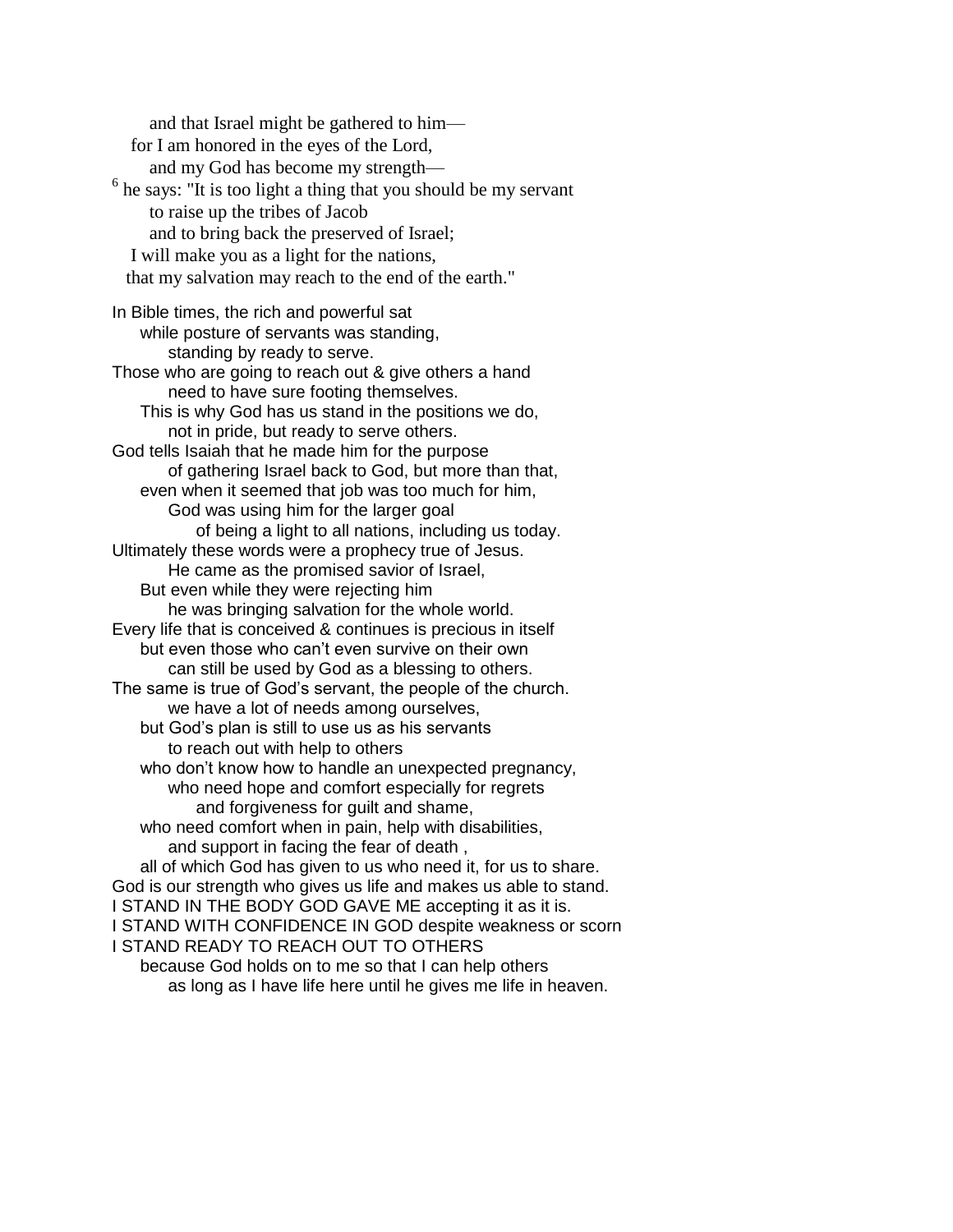and that Israel might be gathered to him—
for I am honored in the eyes of the Lord,
and my God has become my strength—
[6] he says: "It is too light a thing that you should be my servant
to raise up the tribes of Jacob
and to bring back the preserved of Israel;
I will make you as a light for the nations,
that my salvation may reach to the end of the earth."

In Bible times, the rich and powerful sat
while posture of servants was standing,
standing by ready to serve.
Those who are going to reach out & give others a hand
need to have sure footing themselves.
This is why God has us stand in the positions we do,
not in pride, but ready to serve others.
God tells Isaiah that he made him for the purpose
of gathering Israel back to God, but more than that,
even when it seemed that job was too much for him,
God was using him for the larger goal
of being a light to all nations, including us today.
Ultimately these words were a prophecy true of Jesus.
He came as the promised savior of Israel,
But even while they were rejecting him
he was bringing salvation for the whole world.
Every life that is conceived & continues is precious in itself
but even those who can't even survive on their own
can still be used by God as a blessing to others.
The same is true of God's servant, the people of the church.
we have a lot of needs among ourselves,
but God's plan is still to use us as his servants
to reach out with help to others
who don't know how to handle an unexpected pregnancy,
who need hope and comfort especially for regrets
and forgiveness for guilt and shame,
who need comfort when in pain, help with disabilities,
and support in facing the fear of death ,
all of which God has given to us who need it, for us to share.
God is our strength who gives us life and makes us able to stand.
I STAND IN THE BODY GOD GAVE ME accepting it as it is.
I STAND WITH CONFIDENCE IN GOD despite weakness or scorn
I STAND READY TO REACH OUT TO OTHERS
because God holds on to me so that I can help others
as long as I have life here until he gives me life in heaven.